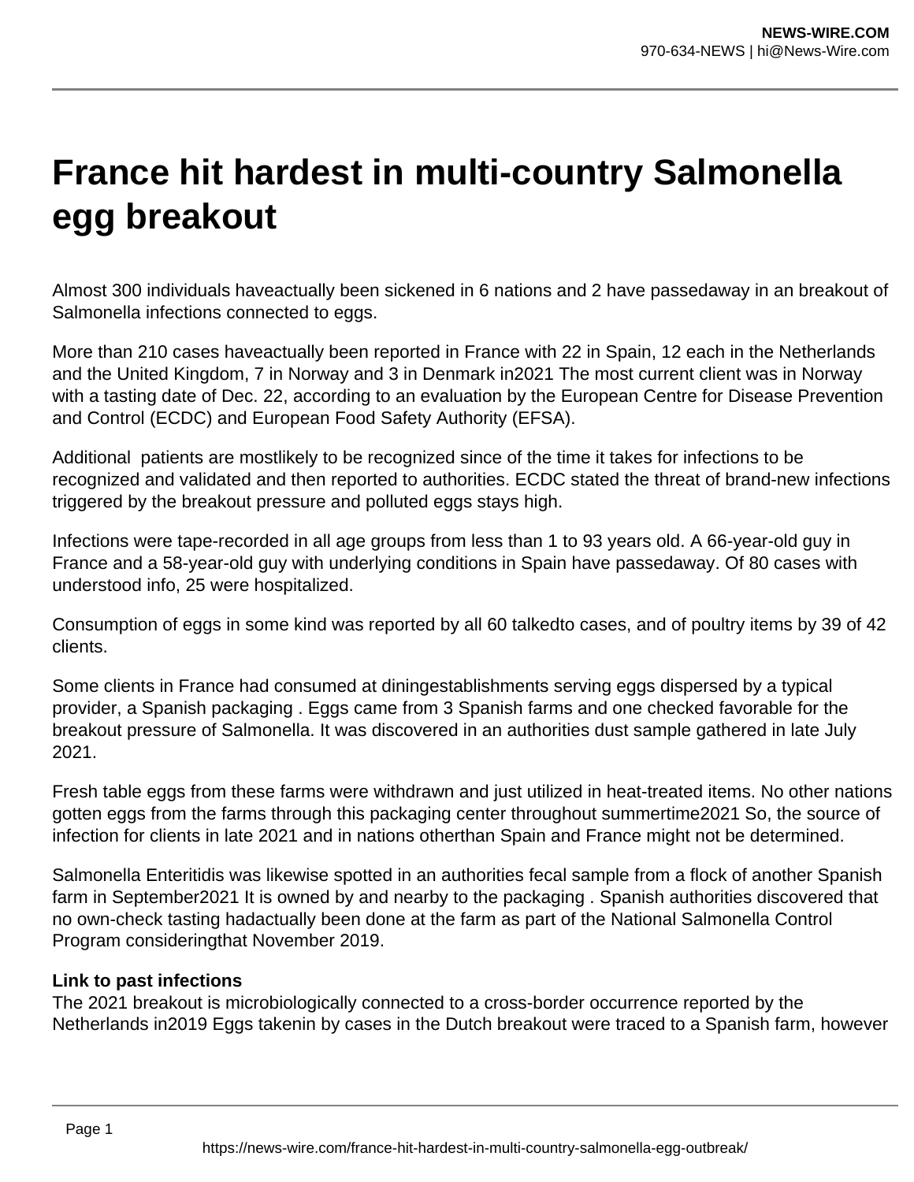# France hit hardest in multi-country Salmonella egg breakout

Almost 300 individuals haveactually been sickened in 6 nations and 2 have passedaway in an breakout of Salmonella infections connected to eggs.

More than 210 cases haveactually been reported in France with 22 in Spain, 12 each in the Netherlands and the United Kingdom, 7 in Norway and 3 in Denmark in2021 The most current client was in Norway with a tasting date of Dec. 22, according to an evaluation by the European Centre for Disease Prevention and Control (ECDC) and European Food Safety Authority (EFSA).

Additional  patients are mostlikely to be recognized since of the time it takes for infections to be recognized and validated and then reported to authorities. ECDC stated the threat of brand-new infections triggered by the breakout pressure and polluted eggs stays high.

Infections were tape-recorded in all age groups from less than 1 to 93 years old. A 66-year-old guy in France and a 58-year-old guy with underlying conditions in Spain have passedaway. Of 80 cases with understood info, 25 were hospitalized.

Consumption of eggs in some kind was reported by all 60 talkedto cases, and of poultry items by 39 of 42 clients.

Some clients in France had consumed at diningestablishments serving eggs dispersed by a typical provider, a Spanish packaging . Eggs came from 3 Spanish farms and one checked favorable for the breakout pressure of Salmonella. It was discovered in an authorities dust sample gathered in late July 2021.

Fresh table eggs from these farms were withdrawn and just utilized in heat-treated items. No other nations gotten eggs from the farms through this packaging center throughout summertime2021 So, the source of infection for clients in late 2021 and in nations otherthan Spain and France might not be determined.

Salmonella Enteritidis was likewise spotted in an authorities fecal sample from a flock of another Spanish farm in September2021 It is owned by and nearby to the packaging . Spanish authorities discovered that no own-check tasting hadactually been done at the farm as part of the National Salmonella Control Program consideringthat November 2019.

**Link to past infections**

The 2021 breakout is microbiologically connected to a cross-border occurrence reported by the Netherlands in2019 Eggs takenin by cases in the Dutch breakout were traced to a Spanish farm, however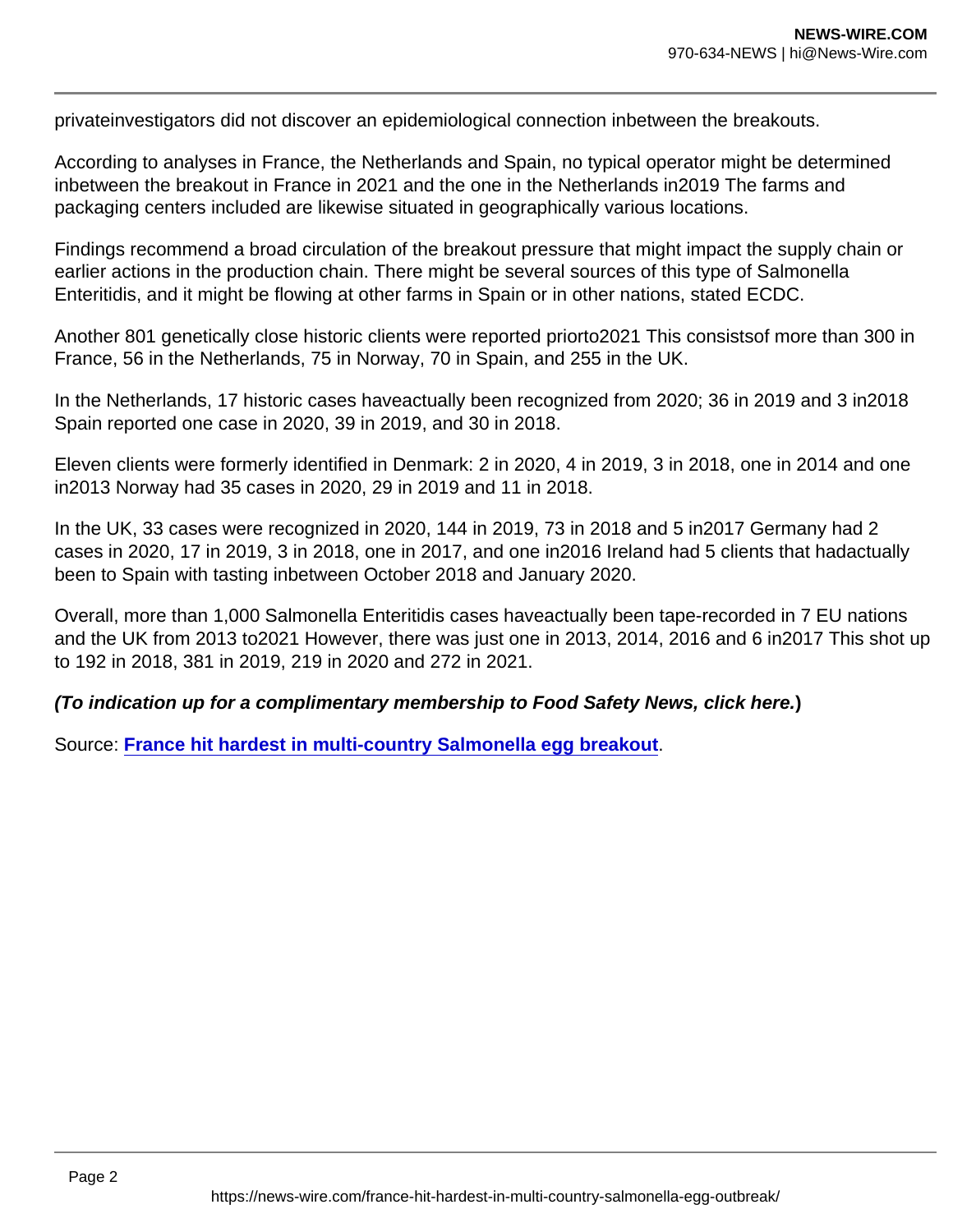privateinvestigators did not discover an epidemiological connection inbetween the breakouts.

According to analyses in France, the Netherlands and Spain, no typical operator might be determined inbetween the breakout in France in 2021 and the one in the Netherlands in2019 The farms and packaging centers included are likewise situated in geographically various locations.

Findings recommend a broad circulation of the breakout pressure that might impact the supply chain or earlier actions in the production chain. There might be several sources of this type of Salmonella Enteritidis, and it might be flowing at other farms in Spain or in other nations, stated ECDC.

Another 801 genetically close historic clients were reported priorto2021 This consistsof more than 300 in France, 56 in the Netherlands, 75 in Norway, 70 in Spain, and 255 in the UK.

In the Netherlands, 17 historic cases haveactually been recognized from 2020; 36 in 2019 and 3 in2018 Spain reported one case in 2020, 39 in 2019, and 30 in 2018.

Eleven clients were formerly identified in Denmark: 2 in 2020, 4 in 2019, 3 in 2018, one in 2014 and one in2013 Norway had 35 cases in 2020, 29 in 2019 and 11 in 2018.

In the UK, 33 cases were recognized in 2020, 144 in 2019, 73 in 2018 and 5 in2017 Germany had 2 cases in 2020, 17 in 2019, 3 in 2018, one in 2017, and one in2016 Ireland had 5 clients that hadactually been to Spain with tasting inbetween October 2018 and January 2020.

Overall, more than 1,000 Salmonella Enteritidis cases haveactually been tape-recorded in 7 EU nations and the UK from 2013 to2021 However, there was just one in 2013, 2014, 2016 and 6 in2017 This shot up to 192 in 2018, 381 in 2019, 219 in 2020 and 272 in 2021.

***(To indication up for a complimentary membership to Food Safety News, click here.)***

Source: [France hit hardest in multi-country Salmonella egg breakout](https://news-wire.com/france-hit-hardest-in-multi-country-salmonella-egg-outbreak/).